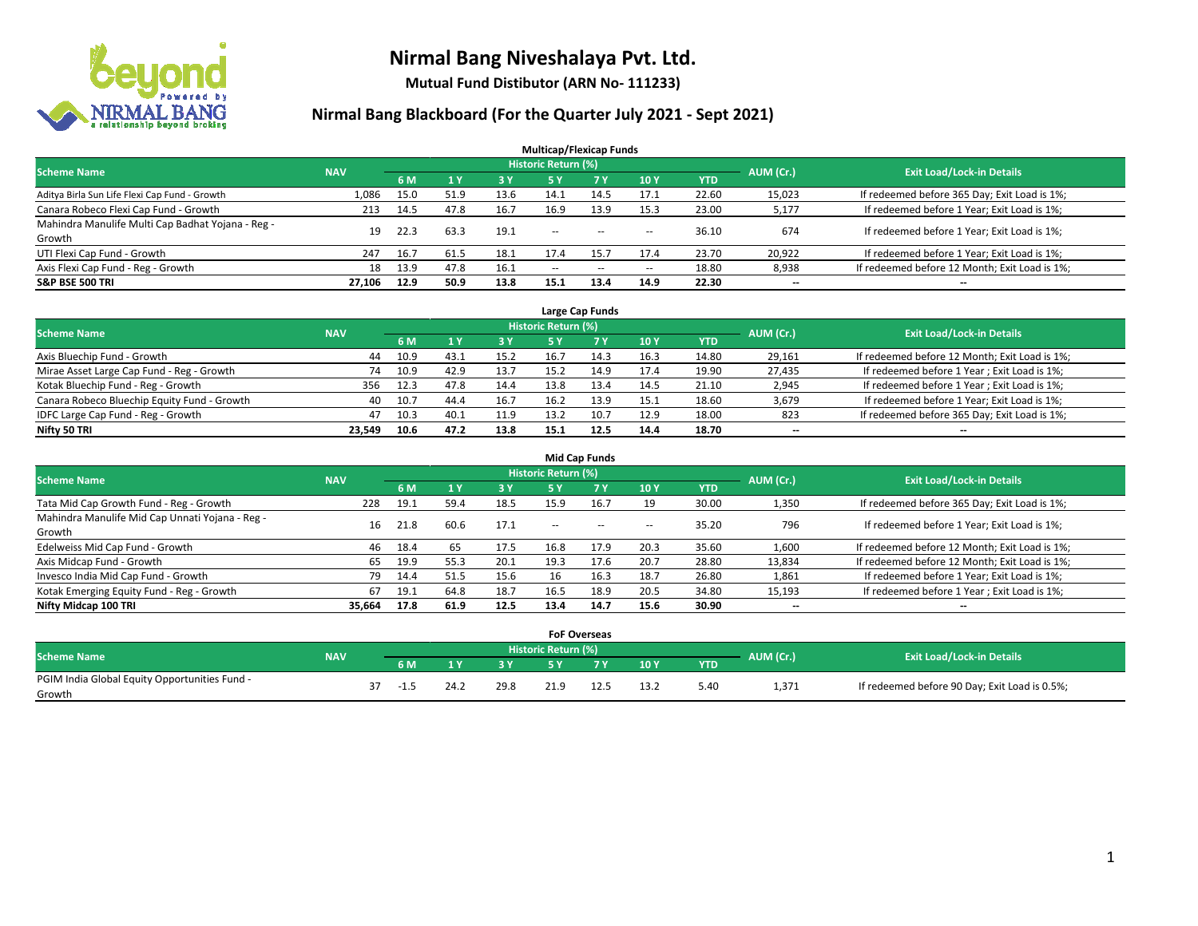# Nirmal Bang Niveshalaya Pvt. Ltd.

**Mutual Fund Distibutor (ARN No- 111233)**

## Nirmal Bang Blackboard (For the Quarter July 2021 - Sept 2021)

### Multicap/Flexicap Funds

| Scheme Name | NAV | Historic Return (%) | | | | | | | AUM (Cr.) | Exit Load/Lock-in Details |
|---|---|---|---|---|---|---|---|---|---|---|
| | | 6 M | 1 Y | 3 Y | 5 Y | 7 Y | 10 Y | YTD | | |
| Aditya Birla Sun Life Flexi Cap Fund - Growth | 1,086 | 15.0 | 51.9 | 13.6 | 14.1 | 14.5 | 17.1 | 22.60 | 15,023 | If redeemed before 365 Day; Exit Load is 1%; |
| Canara Robeco Flexi Cap Fund - Growth | 213 | 14.5 | 47.8 | 16.7 | 16.9 | 13.9 | 15.3 | 23.00 | 5,177 | If redeemed before 1 Year; Exit Load is 1%; |
| Mahindra Manulife Multi Cap Badhat Yojana - Reg - Growth | 19 | 22.3 | 63.3 | 19.1 | -- | -- | -- | 36.10 | 674 | If redeemed before 1 Year; Exit Load is 1%; |
| UTI Flexi Cap Fund - Growth | 247 | 16.7 | 61.5 | 18.1 | 17.4 | 15.7 | 17.4 | 23.70 | 20,922 | If redeemed before 1 Year; Exit Load is 1%; |
| Axis Flexi Cap Fund - Reg - Growth | 18 | 13.9 | 47.8 | 16.1 | -- | -- | -- | 18.80 | 8,938 | If redeemed before 12 Month; Exit Load is 1%; |
| **S&P BSE 500 TRI** | **27,106** | **12.9** | **50.9** | **13.8** | **15.1** | **13.4** | **14.9** | **22.30** | **--** | **--** |

### Large Cap Funds

| Scheme Name | NAV | Historic Return (%) | | | | | | | AUM (Cr.) | Exit Load/Lock-in Details |
|---|---|---|---|---|---|---|---|---|---|---|
| | | 6 M | 1 Y | 3 Y | 5 Y | 7 Y | 10 Y | YTD | | |
| Axis Bluechip Fund - Growth | 44 | 10.9 | 43.1 | 15.2 | 16.7 | 14.3 | 16.3 | 14.80 | 29,161 | If redeemed before 12 Month; Exit Load is 1%; |
| Mirae Asset Large Cap Fund - Reg - Growth | 74 | 10.9 | 42.9 | 13.7 | 15.2 | 14.9 | 17.4 | 19.90 | 27,435 | If redeemed before 1 Year ; Exit Load is 1%; |
| Kotak Bluechip Fund - Reg - Growth | 356 | 12.3 | 47.8 | 14.4 | 13.8 | 13.4 | 14.5 | 21.10 | 2,945 | If redeemed before 1 Year ; Exit Load is 1%; |
| Canara Robeco Bluechip Equity Fund - Growth | 40 | 10.7 | 44.4 | 16.7 | 16.2 | 13.9 | 15.1 | 18.60 | 3,679 | If redeemed before 1 Year; Exit Load is 1%; |
| IDFC Large Cap Fund - Reg - Growth | 47 | 10.3 | 40.1 | 11.9 | 13.2 | 10.7 | 12.9 | 18.00 | 823 | If redeemed before 365 Day; Exit Load is 1%; |
| **Nifty 50 TRI** | **23,549** | **10.6** | **47.2** | **13.8** | **15.1** | **12.5** | **14.4** | **18.70** | **--** | **--** |

### Mid Cap Funds

| Scheme Name | NAV | Historic Return (%) | | | | | | | AUM (Cr.) | Exit Load/Lock-in Details |
|---|---|---|---|---|---|---|---|---|---|---|
| | | 6 M | 1 Y | 3 Y | 5 Y | 7 Y | 10 Y | YTD | | |
| Tata Mid Cap Growth Fund - Reg - Growth | 228 | 19.1 | 59.4 | 18.5 | 15.9 | 16.7 | 19 | 30.00 | 1,350 | If redeemed before 365 Day; Exit Load is 1%; |
| Mahindra Manulife Mid Cap Unnati Yojana - Reg - Growth | 16 | 21.8 | 60.6 | 17.1 | -- | -- | -- | 35.20 | 796 | If redeemed before 1 Year; Exit Load is 1%; |
| Edelweiss Mid Cap Fund - Growth | 46 | 18.4 | 65 | 17.5 | 16.8 | 17.9 | 20.3 | 35.60 | 1,600 | If redeemed before 12 Month; Exit Load is 1%; |
| Axis Midcap Fund - Growth | 65 | 19.9 | 55.3 | 20.1 | 19.3 | 17.6 | 20.7 | 28.80 | 13,834 | If redeemed before 12 Month; Exit Load is 1%; |
| Invesco India Mid Cap Fund - Growth | 79 | 14.4 | 51.5 | 15.6 | 16 | 16.3 | 18.7 | 26.80 | 1,861 | If redeemed before 1 Year; Exit Load is 1%; |
| Kotak Emerging Equity Fund - Reg - Growth | 67 | 19.1 | 64.8 | 18.7 | 16.5 | 18.9 | 20.5 | 34.80 | 15,193 | If redeemed before 1 Year ; Exit Load is 1%; |
| **Nifty Midcap 100 TRI** | **35,664** | **17.8** | **61.9** | **12.5** | **13.4** | **14.7** | **15.6** | **30.90** | **--** | **--** |

### FoF Overseas

| Scheme Name | NAV | Historic Return (%) | | | | | | | AUM (Cr.) | Exit Load/Lock-in Details |
|---|---|---|---|---|---|---|---|---|---|---|
| | | 6 M | 1 Y | 3 Y | 5 Y | 7 Y | 10 Y | YTD | | |
| PGIM India Global Equity Opportunities Fund - Growth | 37 | -1.5 | 24.2 | 29.8 | 21.9 | 12.5 | 13.2 | 5.40 | 1,371 | If redeemed before 90 Day; Exit Load is 0.5%; |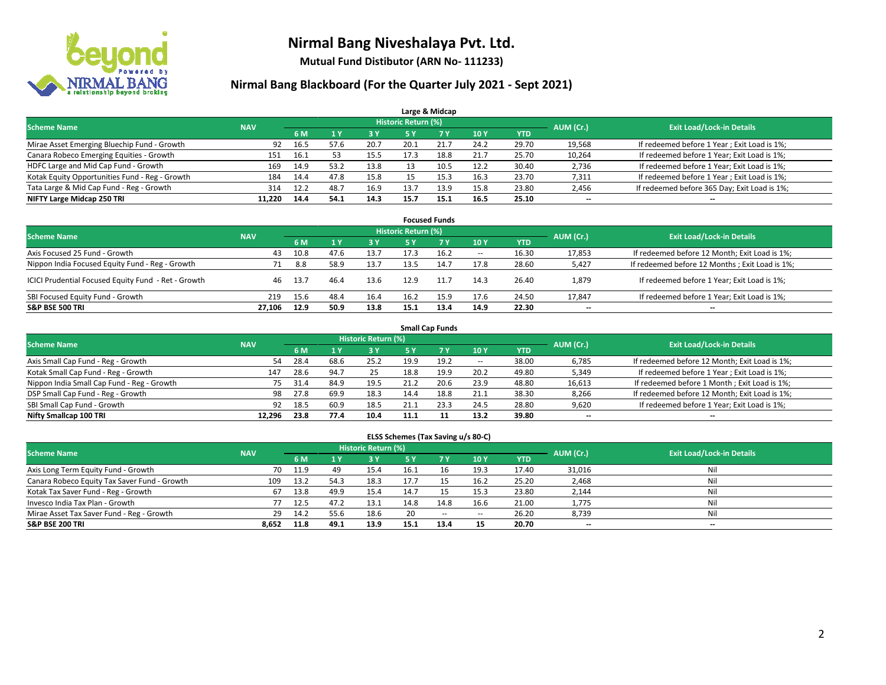# Nirmal Bang Niveshalaya Pvt. Ltd.

**Mutual Fund Distibutor (ARN No- 111233)**

## Nirmal Bang Blackboard (For the Quarter July 2021 - Sept 2021)

### Large & Midcap

| Scheme Name | NAV | Historic Return (%) | | | | | | | AUM (Cr.) | Exit Load/Lock-in Details |
|---|---|---|---|---|---|---|---|---|---|---|
| | | 6 M | 1 Y | 3 Y | 5 Y | 7 Y | 10 Y | YTD | | |
| Mirae Asset Emerging Bluechip Fund - Growth | 92 | 16.5 | 57.6 | 20.7 | 20.1 | 21.7 | 24.2 | 29.70 | 19,568 | If redeemed before 1 Year ; Exit Load is 1%; |
| Canara Robeco Emerging Equities - Growth | 151 | 16.1 | 53 | 15.5 | 17.3 | 18.8 | 21.7 | 25.70 | 10,264 | If redeemed before 1 Year; Exit Load is 1%; |
| HDFC Large and Mid Cap Fund - Growth | 169 | 14.9 | 53.2 | 13.8 | 13 | 10.5 | 12.2 | 30.40 | 2,736 | If redeemed before 1 Year; Exit Load is 1%; |
| Kotak Equity Opportunities Fund - Reg - Growth | 184 | 14.4 | 47.8 | 15.8 | 15 | 15.3 | 16.3 | 23.70 | 7,311 | If redeemed before 1 Year ; Exit Load is 1%; |
| Tata Large & Mid Cap Fund - Reg - Growth | 314 | 12.2 | 48.7 | 16.9 | 13.7 | 13.9 | 15.8 | 23.80 | 2,456 | If redeemed before 365 Day; Exit Load is 1%; |
| **NIFTY Large Midcap 250 TRI** | **11,220** | **14.4** | **54.1** | **14.3** | **15.7** | **15.1** | **16.5** | **25.10** | **--** | **--** |

### Focused Funds

| Scheme Name | NAV | Historic Return (%) | | | | | | | AUM (Cr.) | Exit Load/Lock-in Details |
|---|---|---|---|---|---|---|---|---|---|---|
| | | 6 M | 1 Y | 3 Y | 5 Y | 7 Y | 10 Y | YTD | | |
| Axis Focused 25 Fund - Growth | 43 | 10.8 | 47.6 | 13.7 | 17.3 | 16.2 | -- | 16.30 | 17,853 | If redeemed before 12 Month; Exit Load is 1%; |
| Nippon India Focused Equity Fund - Reg - Growth | 71 | 8.8 | 58.9 | 13.7 | 13.5 | 14.7 | 17.8 | 28.60 | 5,427 | If redeemed before 12 Months ; Exit Load is 1%; |
| ICICI Prudential Focused Equity Fund - Ret - Growth | 46 | 13.7 | 46.4 | 13.6 | 12.9 | 11.7 | 14.3 | 26.40 | 1,879 | If redeemed before 1 Year; Exit Load is 1%; |
| SBI Focused Equity Fund - Growth | 219 | 15.6 | 48.4 | 16.4 | 16.2 | 15.9 | 17.6 | 24.50 | 17,847 | If redeemed before 1 Year; Exit Load is 1%; |
| **S&P BSE 500 TRI** | **27,106** | **12.9** | **50.9** | **13.8** | **15.1** | **13.4** | **14.9** | **22.30** | **--** | **--** |

### Small Cap Funds

| Scheme Name | NAV | Historic Return (%) | | | | | | | AUM (Cr.) | Exit Load/Lock-in Details |
|---|---|---|---|---|---|---|---|---|---|---|
| | | 6 M | 1 Y | 3 Y | 5 Y | 7 Y | 10 Y | YTD | | |
| Axis Small Cap Fund - Reg - Growth | 54 | 28.4 | 68.6 | 25.2 | 19.9 | 19.2 | -- | 38.00 | 6,785 | If redeemed before 12 Month; Exit Load is 1%; |
| Kotak Small Cap Fund - Reg - Growth | 147 | 28.6 | 94.7 | 25 | 18.8 | 19.9 | 20.2 | 49.80 | 5,349 | If redeemed before 1 Year ; Exit Load is 1%; |
| Nippon India Small Cap Fund - Reg - Growth | 75 | 31.4 | 84.9 | 19.5 | 21.2 | 20.6 | 23.9 | 48.80 | 16,613 | If redeemed before 1 Month ; Exit Load is 1%; |
| DSP Small Cap Fund - Reg - Growth | 98 | 27.8 | 69.9 | 18.3 | 14.4 | 18.8 | 21.1 | 38.30 | 8,266 | If redeemed before 12 Month; Exit Load is 1%; |
| SBI Small Cap Fund - Growth | 92 | 18.5 | 60.9 | 18.5 | 21.1 | 23.3 | 24.5 | 28.80 | 9,620 | If redeemed before 1 Year; Exit Load is 1%; |
| **Nifty Smallcap 100 TRI** | **12,296** | **23.8** | **77.4** | **10.4** | **11.1** | **11** | **13.2** | **39.80** | **--** | **--** |

### ELSS Schemes (Tax Saving u/s 80-C)

| Scheme Name | NAV | Historic Return (%) | | | | | | | AUM (Cr.) | Exit Load/Lock-in Details |
|---|---|---|---|---|---|---|---|---|---|---|
| | | 6 M | 1 Y | 3 Y | 5 Y | 7 Y | 10 Y | YTD | | |
| Axis Long Term Equity Fund - Growth | 70 | 11.9 | 49 | 15.4 | 16.1 | 16 | 19.3 | 17.40 | 31,016 | Nil |
| Canara Robeco Equity Tax Saver Fund - Growth | 109 | 13.2 | 54.3 | 18.3 | 17.7 | 15 | 16.2 | 25.20 | 2,468 | Nil |
| Kotak Tax Saver Fund - Reg - Growth | 67 | 13.8 | 49.9 | 15.4 | 14.7 | 15 | 15.3 | 23.80 | 2,144 | Nil |
| Invesco India Tax Plan - Growth | 77 | 12.5 | 47.2 | 13.1 | 14.8 | 14.8 | 16.6 | 21.00 | 1,775 | Nil |
| Mirae Asset Tax Saver Fund - Reg - Growth | 29 | 14.2 | 55.6 | 18.6 | 20 | -- | -- | 26.20 | 8,739 | Nil |
| **S&P BSE 200 TRI** | **8,652** | **11.8** | **49.1** | **13.9** | **15.1** | **13.4** | **15** | **20.70** | **--** | **--** |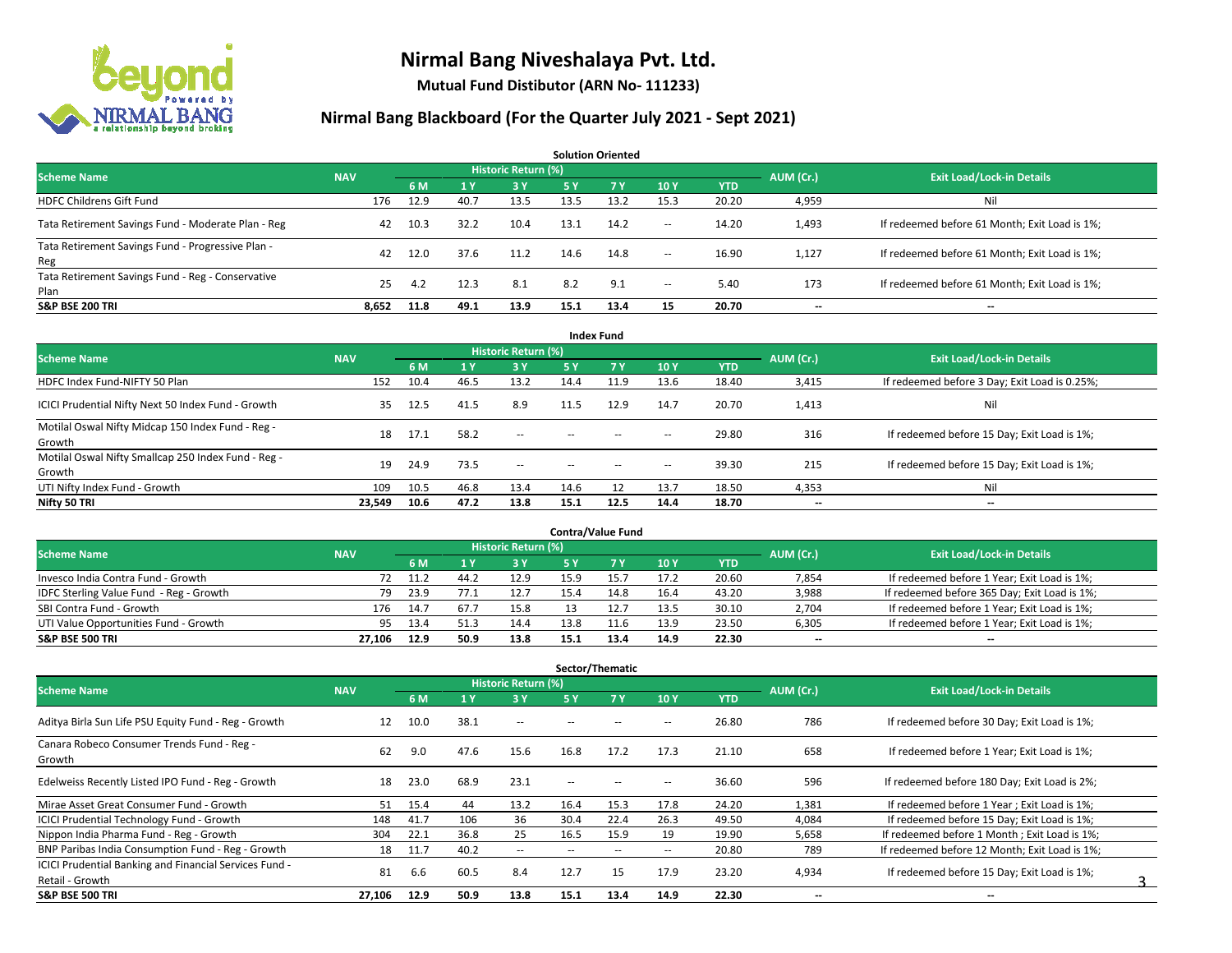# Nirmal Bang Niveshalaya Pvt. Ltd.

**Mutual Fund Distibutor (ARN No- 111233)**

## Nirmal Bang Blackboard (For the Quarter July 2021 - Sept 2021)

### Solution Oriented

| Scheme Name | NAV | Historic Return (%) | | | | | | | AUM (Cr.) | Exit Load/Lock-in Details |
|---|---|---|---|---|---|---|---|---|---|---|
| | | 6 M | 1 Y | 3 Y | 5 Y | 7 Y | 10 Y | YTD | | |
| HDFC Childrens Gift Fund | 176 | 12.9 | 40.7 | 13.5 | 13.5 | 13.2 | 15.3 | 20.20 | 4,959 | Nil |
| Tata Retirement Savings Fund - Moderate Plan - Reg | 42 | 10.3 | 32.2 | 10.4 | 13.1 | 14.2 | -- | 14.20 | 1,493 | If redeemed before 61 Month; Exit Load is 1%; |
| Tata Retirement Savings Fund - Progressive Plan - Reg | 42 | 12.0 | 37.6 | 11.2 | 14.6 | 14.8 | -- | 16.90 | 1,127 | If redeemed before 61 Month; Exit Load is 1%; |
| Tata Retirement Savings Fund - Reg - Conservative Plan | 25 | 4.2 | 12.3 | 8.1 | 8.2 | 9.1 | -- | 5.40 | 173 | If redeemed before 61 Month; Exit Load is 1%; |
| **S&P BSE 200 TRI** | **8,652** | **11.8** | **49.1** | **13.9** | **15.1** | **13.4** | **15** | **20.70** | **--** | **--** |

### Index Fund

| Scheme Name | NAV | Historic Return (%) | | | | | | | AUM (Cr.) | Exit Load/Lock-in Details |
|---|---|---|---|---|---|---|---|---|---|---|
| | | 6 M | 1 Y | 3 Y | 5 Y | 7 Y | 10 Y | YTD | | |
| HDFC Index Fund-NIFTY 50 Plan | 152 | 10.4 | 46.5 | 13.2 | 14.4 | 11.9 | 13.6 | 18.40 | 3,415 | If redeemed before 3 Day; Exit Load is 0.25%; |
| ICICI Prudential Nifty Next 50 Index Fund - Growth | 35 | 12.5 | 41.5 | 8.9 | 11.5 | 12.9 | 14.7 | 20.70 | 1,413 | Nil |
| Motilal Oswal Nifty Midcap 150 Index Fund - Reg - Growth | 18 | 17.1 | 58.2 | -- | -- | -- | -- | 29.80 | 316 | If redeemed before 15 Day; Exit Load is 1%; |
| Motilal Oswal Nifty Smallcap 250 Index Fund - Reg - Growth | 19 | 24.9 | 73.5 | -- | -- | -- | -- | 39.30 | 215 | If redeemed before 15 Day; Exit Load is 1%; |
| UTI Nifty Index Fund - Growth | 109 | 10.5 | 46.8 | 13.4 | 14.6 | 12 | 13.7 | 18.50 | 4,353 | Nil |
| **Nifty 50 TRI** | **23,549** | **10.6** | **47.2** | **13.8** | **15.1** | **12.5** | **14.4** | **18.70** | **--** | **--** |

### Contra/Value Fund

| Scheme Name | NAV | Historic Return (%) | | | | | | | AUM (Cr.) | Exit Load/Lock-in Details |
|---|---|---|---|---|---|---|---|---|---|---|
| | | 6 M | 1 Y | 3 Y | 5 Y | 7 Y | 10 Y | YTD | | |
| Invesco India Contra Fund - Growth | 72 | 11.2 | 44.2 | 12.9 | 15.9 | 15.7 | 17.2 | 20.60 | 7,854 | If redeemed before 1 Year; Exit Load is 1%; |
| IDFC Sterling Value Fund - Reg - Growth | 79 | 23.9 | 77.1 | 12.7 | 15.4 | 14.8 | 16.4 | 43.20 | 3,988 | If redeemed before 365 Day; Exit Load is 1%; |
| SBI Contra Fund - Growth | 176 | 14.7 | 67.7 | 15.8 | 13 | 12.7 | 13.5 | 30.10 | 2,704 | If redeemed before 1 Year; Exit Load is 1%; |
| UTI Value Opportunities Fund - Growth | 95 | 13.4 | 51.3 | 14.4 | 13.8 | 11.6 | 13.9 | 23.50 | 6,305 | If redeemed before 1 Year; Exit Load is 1%; |
| **S&P BSE 500 TRI** | **27,106** | **12.9** | **50.9** | **13.8** | **15.1** | **13.4** | **14.9** | **22.30** | **--** | **--** |

### Sector/Thematic

| Scheme Name | NAV | Historic Return (%) | | | | | | | AUM (Cr.) | Exit Load/Lock-in Details |
|---|---|---|---|---|---|---|---|---|---|---|
| | | 6 M | 1 Y | 3 Y | 5 Y | 7 Y | 10 Y | YTD | | |
| Aditya Birla Sun Life PSU Equity Fund - Reg - Growth | 12 | 10.0 | 38.1 | -- | -- | -- | -- | 26.80 | 786 | If redeemed before 30 Day; Exit Load is 1%; |
| Canara Robeco Consumer Trends Fund - Reg - Growth | 62 | 9.0 | 47.6 | 15.6 | 16.8 | 17.2 | 17.3 | 21.10 | 658 | If redeemed before 1 Year; Exit Load is 1%; |
| Edelweiss Recently Listed IPO Fund - Reg - Growth | 18 | 23.0 | 68.9 | 23.1 | -- | -- | -- | 36.60 | 596 | If redeemed before 180 Day; Exit Load is 2%; |
| Mirae Asset Great Consumer Fund - Growth | 51 | 15.4 | 44 | 13.2 | 16.4 | 15.3 | 17.8 | 24.20 | 1,381 | If redeemed before 1 Year ; Exit Load is 1%; |
| ICICI Prudential Technology Fund - Growth | 148 | 41.7 | 106 | 36 | 30.4 | 22.4 | 26.3 | 49.50 | 4,084 | If redeemed before 15 Day; Exit Load is 1%; |
| Nippon India Pharma Fund - Reg - Growth | 304 | 22.1 | 36.8 | 25 | 16.5 | 15.9 | 19 | 19.90 | 5,658 | If redeemed before 1 Month ; Exit Load is 1%; |
| BNP Paribas India Consumption Fund - Reg - Growth | 18 | 11.7 | 40.2 | -- | -- | -- | -- | 20.80 | 789 | If redeemed before 12 Month; Exit Load is 1%; |
| ICICI Prudential Banking and Financial Services Fund - Retail - Growth | 81 | 6.6 | 60.5 | 8.4 | 12.7 | 15 | 17.9 | 23.20 | 4,934 | If redeemed before 15 Day; Exit Load is 1%; |
| **S&P BSE 500 TRI** | **27,106** | **12.9** | **50.9** | **13.8** | **15.1** | **13.4** | **14.9** | **22.30** | **--** | **--** |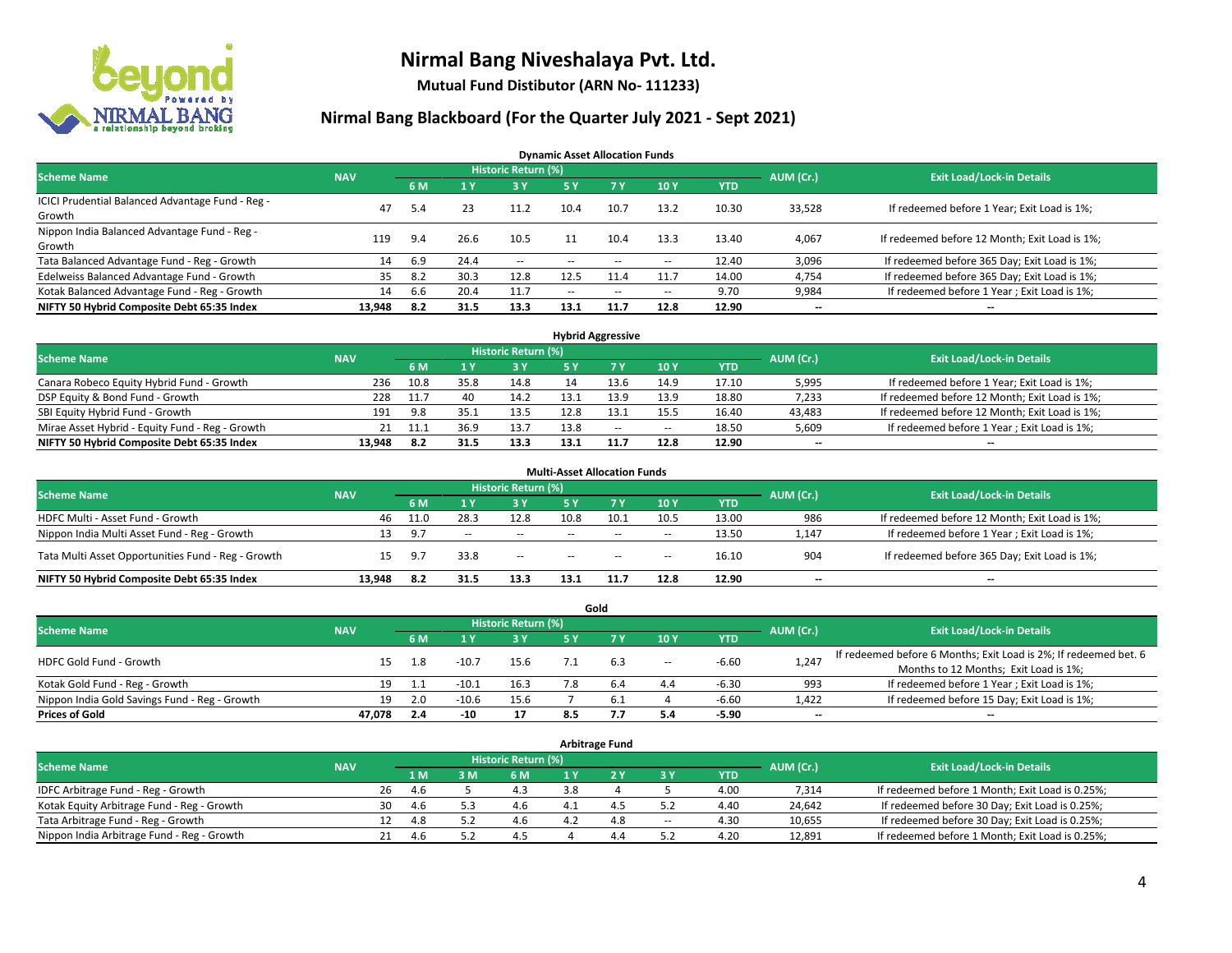# Nirmal Bang Niveshalaya Pvt. Ltd.

**Mutual Fund Distibutor (ARN No- 111233)**

## Nirmal Bang Blackboard (For the Quarter July 2021 - Sept 2021)

### Dynamic Asset Allocation Funds

| Scheme Name | NAV | Historic Return (%) | | | | | | | AUM (Cr.) | Exit Load/Lock-in Details |
|---|---|---|---|---|---|---|---|---|---|---|
| | | 6 M | 1 Y | 3 Y | 5 Y | 7 Y | 10 Y | YTD | | |
| ICICI Prudential Balanced Advantage Fund - Reg - Growth | 47 | 5.4 | 23 | 11.2 | 10.4 | 10.7 | 13.2 | 10.30 | 33,528 | If redeemed before 1 Year; Exit Load is 1%; |
| Nippon India Balanced Advantage Fund - Reg - Growth | 119 | 9.4 | 26.6 | 10.5 | 11 | 10.4 | 13.3 | 13.40 | 4,067 | If redeemed before 12 Month; Exit Load is 1%; |
| Tata Balanced Advantage Fund - Reg - Growth | 14 | 6.9 | 24.4 | -- | -- | -- | -- | 12.40 | 3,096 | If redeemed before 365 Day; Exit Load is 1%; |
| Edelweiss Balanced Advantage Fund - Growth | 35 | 8.2 | 30.3 | 12.8 | 12.5 | 11.4 | 11.7 | 14.00 | 4,754 | If redeemed before 365 Day; Exit Load is 1%; |
| Kotak Balanced Advantage Fund - Reg - Growth | 14 | 6.6 | 20.4 | 11.7 | -- | -- | -- | 9.70 | 9,984 | If redeemed before 1 Year ; Exit Load is 1%; |
| **NIFTY 50 Hybrid Composite Debt 65:35 Index** | **13,948** | **8.2** | **31.5** | **13.3** | **13.1** | **11.7** | **12.8** | **12.90** | **--** | **--** |

### Hybrid Aggressive

| Scheme Name | NAV | Historic Return (%) | | | | | | | AUM (Cr.) | Exit Load/Lock-in Details |
|---|---|---|---|---|---|---|---|---|---|---|
| | | 6 M | 1 Y | 3 Y | 5 Y | 7 Y | 10 Y | YTD | | |
| Canara Robeco Equity Hybrid Fund - Growth | 236 | 10.8 | 35.8 | 14.8 | 14 | 13.6 | 14.9 | 17.10 | 5,995 | If redeemed before 1 Year; Exit Load is 1%; |
| DSP Equity & Bond Fund - Growth | 228 | 11.7 | 40 | 14.2 | 13.1 | 13.9 | 13.9 | 18.80 | 7,233 | If redeemed before 12 Month; Exit Load is 1%; |
| SBI Equity Hybrid Fund - Growth | 191 | 9.8 | 35.1 | 13.5 | 12.8 | 13.1 | 15.5 | 16.40 | 43,483 | If redeemed before 12 Month; Exit Load is 1%; |
| Mirae Asset Hybrid - Equity Fund - Reg - Growth | 21 | 11.1 | 36.9 | 13.7 | 13.8 | -- | -- | 18.50 | 5,609 | If redeemed before 1 Year ; Exit Load is 1%; |
| **NIFTY 50 Hybrid Composite Debt 65:35 Index** | **13,948** | **8.2** | **31.5** | **13.3** | **13.1** | **11.7** | **12.8** | **12.90** | **--** | **--** |

### Multi-Asset Allocation Funds

| Scheme Name | NAV | Historic Return (%) | | | | | | | AUM (Cr.) | Exit Load/Lock-in Details |
|---|---|---|---|---|---|---|---|---|---|---|
| | | 6 M | 1 Y | 3 Y | 5 Y | 7 Y | 10 Y | YTD | | |
| HDFC Multi - Asset Fund - Growth | 46 | 11.0 | 28.3 | 12.8 | 10.8 | 10.1 | 10.5 | 13.00 | 986 | If redeemed before 12 Month; Exit Load is 1%; |
| Nippon India Multi Asset Fund - Reg - Growth | 13 | 9.7 | -- | -- | -- | -- | -- | 13.50 | 1,147 | If redeemed before 1 Year ; Exit Load is 1%; |
| Tata Multi Asset Opportunities Fund - Reg - Growth | 15 | 9.7 | 33.8 | -- | -- | -- | -- | 16.10 | 904 | If redeemed before 365 Day; Exit Load is 1%; |
| **NIFTY 50 Hybrid Composite Debt 65:35 Index** | **13,948** | **8.2** | **31.5** | **13.3** | **13.1** | **11.7** | **12.8** | **12.90** | **--** | **--** |

### Gold

| Scheme Name | NAV | Historic Return (%) | | | | | | | AUM (Cr.) | Exit Load/Lock-in Details |
|---|---|---|---|---|---|---|---|---|---|---|
| | | 6 M | 1 Y | 3 Y | 5 Y | 7 Y | 10 Y | YTD | | |
| HDFC Gold Fund - Growth | 15 | 1.8 | -10.7 | 15.6 | 7.1 | 6.3 | -- | -6.60 | 1,247 | If redeemed before 6 Months; Exit Load is 2%; If redeemed bet. 6 Months to 12 Months; Exit Load is 1%; |
| Kotak Gold Fund - Reg - Growth | 19 | 1.1 | -10.1 | 16.3 | 7.8 | 6.4 | 4.4 | -6.30 | 993 | If redeemed before 1 Year ; Exit Load is 1%; |
| Nippon India Gold Savings Fund - Reg - Growth | 19 | 2.0 | -10.6 | 15.6 | 7 | 6.1 | 4 | -6.60 | 1,422 | If redeemed before 15 Day; Exit Load is 1%; |
| **Prices of Gold** | **47,078** | **2.4** | **-10** | **17** | **8.5** | **7.7** | **5.4** | **-5.90** | **--** | **--** |

### Arbitrage Fund

| Scheme Name | NAV | Historic Return (%) | | | | | | | AUM (Cr.) | Exit Load/Lock-in Details |
|---|---|---|---|---|---|---|---|---|---|---|
| | | 1 M | 3 M | 6 M | 1 Y | 2 Y | 3 Y | YTD | | |
| IDFC Arbitrage Fund - Reg - Growth | 26 | 4.6 | 5 | 4.3 | 3.8 | 4 | 5 | 4.00 | 7,314 | If redeemed before 1 Month; Exit Load is 0.25%; |
| Kotak Equity Arbitrage Fund - Reg - Growth | 30 | 4.6 | 5.3 | 4.6 | 4.1 | 4.5 | 5.2 | 4.40 | 24,642 | If redeemed before 30 Day; Exit Load is 0.25%; |
| Tata Arbitrage Fund - Reg - Growth | 12 | 4.8 | 5.2 | 4.6 | 4.2 | 4.8 | -- | 4.30 | 10,655 | If redeemed before 30 Day; Exit Load is 0.25%; |
| Nippon India Arbitrage Fund - Reg - Growth | 21 | 4.6 | 5.2 | 4.5 | 4 | 4.4 | 5.2 | 4.20 | 12,891 | If redeemed before 1 Month; Exit Load is 0.25%; |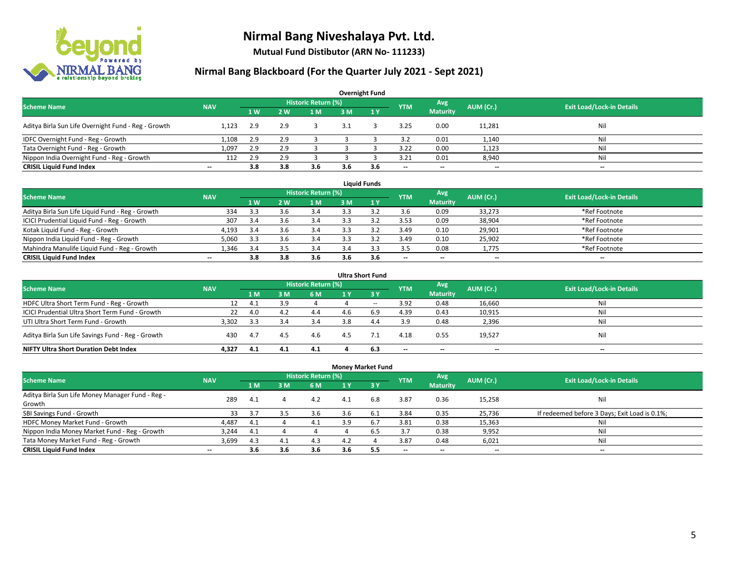# Nirmal Bang Niveshalaya Pvt. Ltd.

**Mutual Fund Distibutor (ARN No- 111233)**

## Nirmal Bang Blackboard (For the Quarter July 2021 - Sept 2021)

### Overnight Fund

| Scheme Name | NAV | Historic Return (%) | | | | | YTM | Avg Maturity | AUM (Cr.) | Exit Load/Lock-in Details |
|---|---|---|---|---|---|---|---|---|---|---|
| | | 1 W | 2 W | 1 M | 3 M | 1 Y | | | | |
| Aditya Birla Sun Life Overnight Fund - Reg - Growth | 1,123 | 2.9 | 2.9 | 3 | 3.1 | 3 | 3.25 | 0.00 | 11,281 | Nil |
| IDFC Overnight Fund - Reg - Growth | 1,108 | 2.9 | 2.9 | 3 | 3 | 3 | 3.2 | 0.01 | 1,140 | Nil |
| Tata Overnight Fund - Reg - Growth | 1,097 | 2.9 | 2.9 | 3 | 3 | 3 | 3.22 | 0.00 | 1,123 | Nil |
| Nippon India Overnight Fund - Reg - Growth | 112 | 2.9 | 2.9 | 3 | 3 | 3 | 3.21 | 0.01 | 8,940 | Nil |
| **CRISIL Liquid Fund Index** | -- | **3.8** | **3.8** | **3.6** | **3.6** | **3.6** | -- | -- | -- | -- |

### Liquid Funds

| Scheme Name | NAV | Historic Return (%) | | | | | YTM | Avg Maturity | AUM (Cr.) | Exit Load/Lock-in Details |
|---|---|---|---|---|---|---|---|---|---|---|
| | | 1 W | 2 W | 1 M | 3 M | 1 Y | | | | |
| Aditya Birla Sun Life Liquid Fund - Reg - Growth | 334 | 3.3 | 3.6 | 3.4 | 3.3 | 3.2 | 3.6 | 0.09 | 33,273 | *Ref Footnote |
| ICICI Prudential Liquid Fund - Reg - Growth | 307 | 3.4 | 3.6 | 3.4 | 3.3 | 3.2 | 3.53 | 0.09 | 38,904 | *Ref Footnote |
| Kotak Liquid Fund - Reg - Growth | 4,193 | 3.4 | 3.6 | 3.4 | 3.3 | 3.2 | 3.49 | 0.10 | 29,901 | *Ref Footnote |
| Nippon India Liquid Fund - Reg - Growth | 5,060 | 3.3 | 3.6 | 3.4 | 3.3 | 3.2 | 3.49 | 0.10 | 25,902 | *Ref Footnote |
| Mahindra Manulife Liquid Fund - Reg - Growth | 1,346 | 3.4 | 3.5 | 3.4 | 3.4 | 3.3 | 3.5 | 0.08 | 1,775 | *Ref Footnote |
| **CRISIL Liquid Fund Index** | -- | **3.8** | **3.8** | **3.6** | **3.6** | **3.6** | -- | -- | -- | -- |

### Ultra Short Fund

| Scheme Name | NAV | Historic Return (%) | | | | | YTM | Avg Maturity | AUM (Cr.) | Exit Load/Lock-in Details |
|---|---|---|---|---|---|---|---|---|---|---|
| | | 1 M | 3 M | 6 M | 1 Y | 3 Y | | | | |
| HDFC Ultra Short Term Fund - Reg - Growth | 12 | 4.1 | 3.9 | 4 | 4 | -- | 3.92 | 0.48 | 16,660 | Nil |
| ICICI Prudential Ultra Short Term Fund - Growth | 22 | 4.0 | 4.2 | 4.4 | 4.6 | 6.9 | 4.39 | 0.43 | 10,915 | Nil |
| UTI Ultra Short Term Fund - Growth | 3,302 | 3.3 | 3.4 | 3.4 | 3.8 | 4.4 | 3.9 | 0.48 | 2,396 | Nil |
| Aditya Birla Sun Life Savings Fund - Reg - Growth | 430 | 4.7 | 4.5 | 4.6 | 4.5 | 7.1 | 4.18 | 0.55 | 19,527 | Nil |
| **NIFTY Ultra Short Duration Debt Index** | **4,327** | **4.1** | **4.1** | **4.1** | **4** | **6.3** | -- | -- | -- | -- |

### Money Market Fund

| Scheme Name | NAV | Historic Return (%) | | | | | YTM | Avg Maturity | AUM (Cr.) | Exit Load/Lock-in Details |
|---|---|---|---|---|---|---|---|---|---|---|
| | | 1 M | 3 M | 6 M | 1 Y | 3 Y | | | | |
| Aditya Birla Sun Life Money Manager Fund - Reg - Growth | 289 | 4.1 | 4 | 4.2 | 4.1 | 6.8 | 3.87 | 0.36 | 15,258 | Nil |
| SBI Savings Fund - Growth | 33 | 3.7 | 3.5 | 3.6 | 3.6 | 6.1 | 3.84 | 0.35 | 25,736 | If redeemed before 3 Days; Exit Load is 0.1%; |
| HDFC Money Market Fund - Growth | 4,487 | 4.1 | 4 | 4.1 | 3.9 | 6.7 | 3.81 | 0.38 | 15,363 | Nil |
| Nippon India Money Market Fund - Reg - Growth | 3,244 | 4.1 | 4 | 4 | 4 | 6.5 | 3.7 | 0.38 | 9,952 | Nil |
| Tata Money Market Fund - Reg - Growth | 3,699 | 4.3 | 4.1 | 4.3 | 4.2 | 4 | 3.87 | 0.48 | 6,021 | Nil |
| **CRISIL Liquid Fund Index** | -- | **3.6** | **3.6** | **3.6** | **3.6** | **5.5** | -- | -- | -- | -- |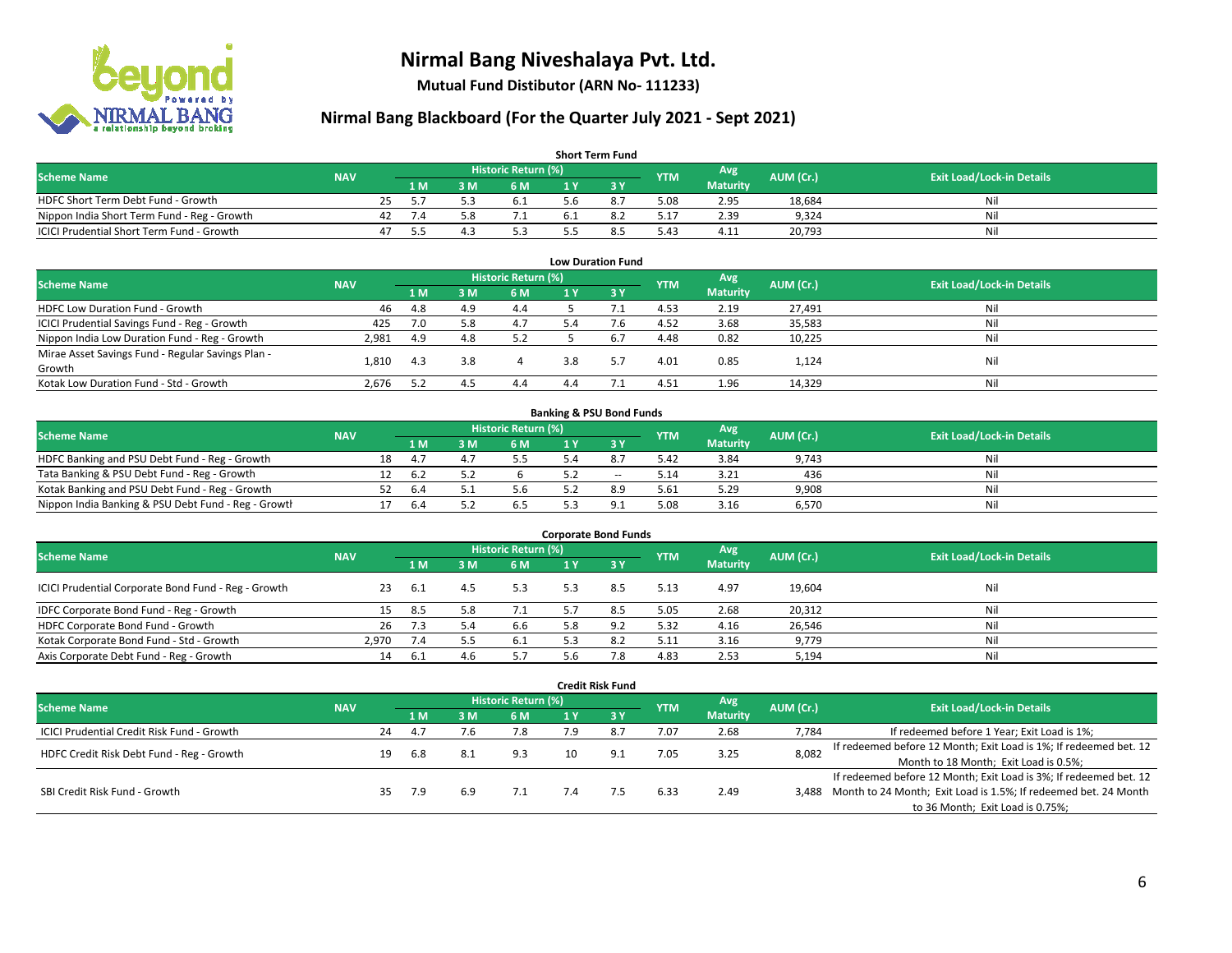# Nirmal Bang Niveshalaya Pvt. Ltd.

**Mutual Fund Distibutor (ARN No- 111233)**

## Nirmal Bang Blackboard (For the Quarter July 2021 - Sept 2021)

### Short Term Fund

| Scheme Name | NAV | Historic Return (%) | | | | | YTM | Avg Maturity | AUM (Cr.) | Exit Load/Lock-in Details |
|---|---|---|---|---|---|---|---|---|---|---|
| | | 1 M | 3 M | 6 M | 1 Y | 3 Y | | | | |
| HDFC Short Term Debt Fund - Growth | 25 | 5.7 | 5.3 | 6.1 | 5.6 | 8.7 | 5.08 | 2.95 | 18,684 | Nil |
| Nippon India Short Term Fund - Reg - Growth | 42 | 7.4 | 5.8 | 7.1 | 6.1 | 8.2 | 5.17 | 2.39 | 9,324 | Nil |
| ICICI Prudential Short Term Fund - Growth | 47 | 5.5 | 4.3 | 5.3 | 5.5 | 8.5 | 5.43 | 4.11 | 20,793 | Nil |

### Low Duration Fund

| Scheme Name | NAV | Historic Return (%) | | | | | YTM | Avg Maturity | AUM (Cr.) | Exit Load/Lock-in Details |
|---|---|---|---|---|---|---|---|---|---|---|
| | | 1 M | 3 M | 6 M | 1 Y | 3 Y | | | | |
| HDFC Low Duration Fund - Growth | 46 | 4.8 | 4.9 | 4.4 | 5 | 7.1 | 4.53 | 2.19 | 27,491 | Nil |
| ICICI Prudential Savings Fund - Reg - Growth | 425 | 7.0 | 5.8 | 4.7 | 5.4 | 7.6 | 4.52 | 3.68 | 35,583 | Nil |
| Nippon India Low Duration Fund - Reg - Growth | 2,981 | 4.9 | 4.8 | 5.2 | 5 | 6.7 | 4.48 | 0.82 | 10,225 | Nil |
| Mirae Asset Savings Fund - Regular Savings Plan - Growth | 1,810 | 4.3 | 3.8 | 4 | 3.8 | 5.7 | 4.01 | 0.85 | 1,124 | Nil |
| Kotak Low Duration Fund - Std - Growth | 2,676 | 5.2 | 4.5 | 4.4 | 4.4 | 7.1 | 4.51 | 1.96 | 14,329 | Nil |

### Banking & PSU Bond Funds

| Scheme Name | NAV | Historic Return (%) | | | | | YTM | Avg Maturity | AUM (Cr.) | Exit Load/Lock-in Details |
|---|---|---|---|---|---|---|---|---|---|---|
| | | 1 M | 3 M | 6 M | 1 Y | 3 Y | | | | |
| HDFC Banking and PSU Debt Fund - Reg - Growth | 18 | 4.7 | 4.7 | 5.5 | 5.4 | 8.7 | 5.42 | 3.84 | 9,743 | Nil |
| Tata Banking & PSU Debt Fund - Reg - Growth | 12 | 6.2 | 5.2 | 6 | 5.2 | -- | 5.14 | 3.21 | 436 | Nil |
| Kotak Banking and PSU Debt Fund - Reg - Growth | 52 | 6.4 | 5.1 | 5.6 | 5.2 | 8.9 | 5.61 | 5.29 | 9,908 | Nil |
| Nippon India Banking & PSU Debt Fund - Reg - Growth | 17 | 6.4 | 5.2 | 6.5 | 5.3 | 9.1 | 5.08 | 3.16 | 6,570 | Nil |

### Corporate Bond Funds

| Scheme Name | NAV | Historic Return (%) | | | | | YTM | Avg Maturity | AUM (Cr.) | Exit Load/Lock-in Details |
|---|---|---|---|---|---|---|---|---|---|---|
| | | 1 M | 3 M | 6 M | 1 Y | 3 Y | | | | |
| ICICI Prudential Corporate Bond Fund - Reg - Growth | 23 | 6.1 | 4.5 | 5.3 | 5.3 | 8.5 | 5.13 | 4.97 | 19,604 | Nil |
| IDFC Corporate Bond Fund - Reg - Growth | 15 | 8.5 | 5.8 | 7.1 | 5.7 | 8.5 | 5.05 | 2.68 | 20,312 | Nil |
| HDFC Corporate Bond Fund - Growth | 26 | 7.3 | 5.4 | 6.6 | 5.8 | 9.2 | 5.32 | 4.16 | 26,546 | Nil |
| Kotak Corporate Bond Fund - Std - Growth | 2,970 | 7.4 | 5.5 | 6.1 | 5.3 | 8.2 | 5.11 | 3.16 | 9,779 | Nil |
| Axis Corporate Debt Fund - Reg - Growth | 14 | 6.1 | 4.6 | 5.7 | 5.6 | 7.8 | 4.83 | 2.53 | 5,194 | Nil |

### Credit Risk Fund

| Scheme Name | NAV | Historic Return (%) | | | | | YTM | Avg Maturity | AUM (Cr.) | Exit Load/Lock-in Details |
|---|---|---|---|---|---|---|---|---|---|---|
| | | 1 M | 3 M | 6 M | 1 Y | 3 Y | | | | |
| ICICI Prudential Credit Risk Fund - Growth | 24 | 4.7 | 7.6 | 7.8 | 7.9 | 8.7 | 7.07 | 2.68 | 7,784 | If redeemed before 1 Year; Exit Load is 1%; |
| HDFC Credit Risk Debt Fund - Reg - Growth | 19 | 6.8 | 8.1 | 9.3 | 10 | 9.1 | 7.05 | 3.25 | 8,082 | If redeemed before 12 Month; Exit Load is 1%; If redeemed bet. 12 Month to 18 Month; Exit Load is 0.5%; |
| SBI Credit Risk Fund - Growth | 35 | 7.9 | 6.9 | 7.1 | 7.4 | 7.5 | 6.33 | 2.49 | 3,488 | If redeemed before 12 Month; Exit Load is 3%; If redeemed bet. 12 Month to 24 Month; Exit Load is 1.5%; If redeemed bet. 24 Month to 36 Month; Exit Load is 0.75%; |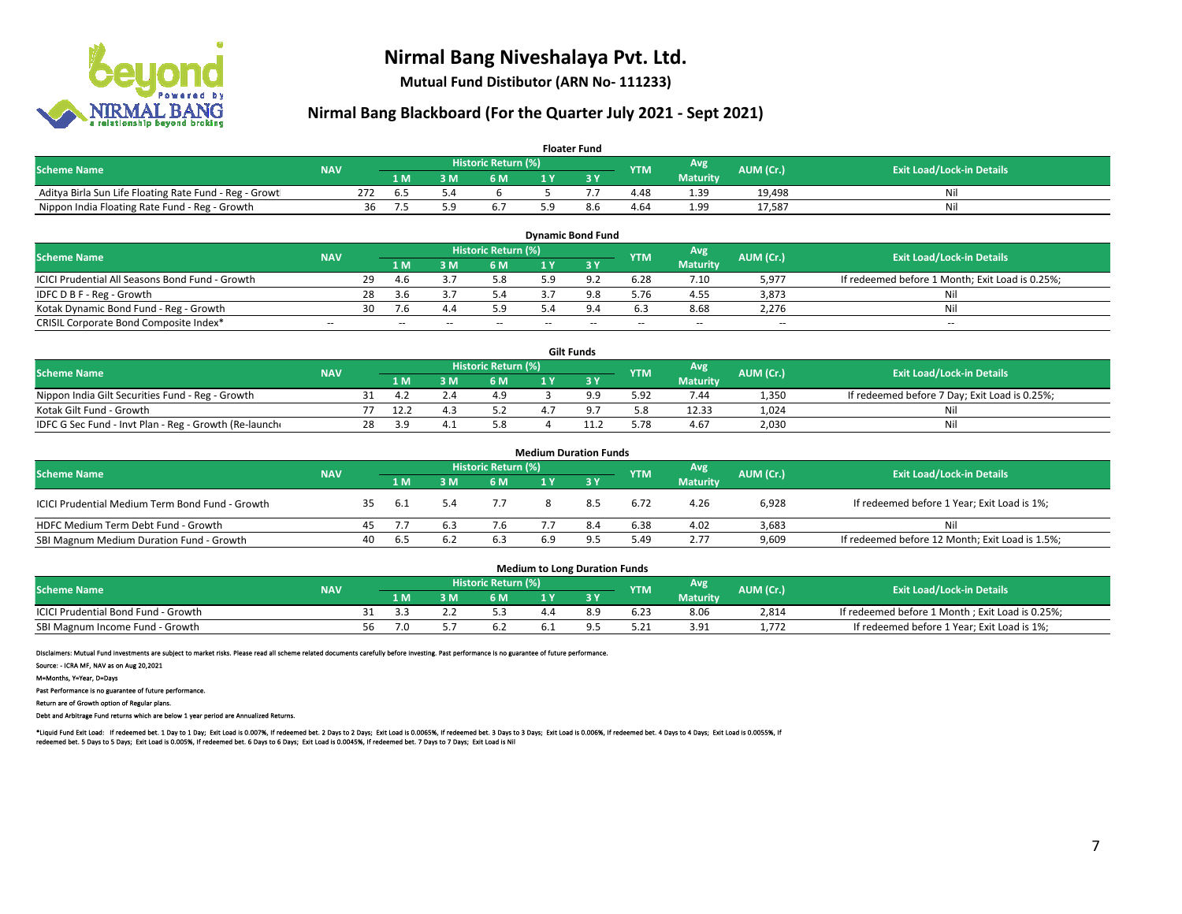# Nirmal Bang Niveshalaya Pvt. Ltd.

**Mutual Fund Distibutor (ARN No- 111233)**

## Nirmal Bang Blackboard (For the Quarter July 2021 - Sept 2021)

### Floater Fund

| Scheme Name | NAV | Historic Return (%) | | | | | YTM | Avg Maturity | AUM (Cr.) | Exit Load/Lock-in Details |
|---|---|---|---|---|---|---|---|---|---|---|
| | | 1 M | 3 M | 6 M | 1 Y | 3 Y | | | | |
| Aditya Birla Sun Life Floating Rate Fund - Reg - Growt | 272 | 6.5 | 5.4 | 6 | 5 | 7.7 | 4.48 | 1.39 | 19,498 | Nil |
| Nippon India Floating Rate Fund - Reg - Growth | 36 | 7.5 | 5.9 | 6.7 | 5.9 | 8.6 | 4.64 | 1.99 | 17,587 | Nil |

### Dynamic Bond Fund

| Scheme Name | NAV | Historic Return (%) | | | | | YTM | Avg Maturity | AUM (Cr.) | Exit Load/Lock-in Details |
|---|---|---|---|---|---|---|---|---|---|---|
| | | 1 M | 3 M | 6 M | 1 Y | 3 Y | | | | |
| ICICI Prudential All Seasons Bond Fund - Growth | 29 | 4.6 | 3.7 | 5.8 | 5.9 | 9.2 | 6.28 | 7.10 | 5,977 | If redeemed before 1 Month; Exit Load is 0.25%; |
| IDFC D B F - Reg - Growth | 28 | 3.6 | 3.7 | 5.4 | 3.7 | 9.8 | 5.76 | 4.55 | 3,873 | Nil |
| Kotak Dynamic Bond Fund - Reg - Growth | 30 | 7.6 | 4.4 | 5.9 | 5.4 | 9.4 | 6.3 | 8.68 | 2,276 | Nil |
| CRISIL Corporate Bond Composite Index* | -- | -- | -- | -- | -- | -- | -- | -- | -- | -- |

### Gilt Funds

| Scheme Name | NAV | Historic Return (%) | | | | | YTM | Avg Maturity | AUM (Cr.) | Exit Load/Lock-in Details |
|---|---|---|---|---|---|---|---|---|---|---|
| | | 1 M | 3 M | 6 M | 1 Y | 3 Y | | | | |
| Nippon India Gilt Securities Fund - Reg - Growth | 31 | 4.2 | 2.4 | 4.9 | 3 | 9.9 | 5.92 | 7.44 | 1,350 | If redeemed before 7 Day; Exit Load is 0.25%; |
| Kotak Gilt Fund - Growth | 77 | 12.2 | 4.3 | 5.2 | 4.7 | 9.7 | 5.8 | 12.33 | 1,024 | Nil |
| IDFC G Sec Fund - Invt Plan - Reg - Growth (Re-launch | 28 | 3.9 | 4.1 | 5.8 | 4 | 11.2 | 5.78 | 4.67 | 2,030 | Nil |

### Medium Duration Funds

| Scheme Name | NAV | Historic Return (%) | | | | | YTM | Avg Maturity | AUM (Cr.) | Exit Load/Lock-in Details |
|---|---|---|---|---|---|---|---|---|---|---|
| | | 1 M | 3 M | 6 M | 1 Y | 3 Y | | | | |
| ICICI Prudential Medium Term Bond Fund - Growth | 35 | 6.1 | 5.4 | 7.7 | 8 | 8.5 | 6.72 | 4.26 | 6,928 | If redeemed before 1 Year; Exit Load is 1%; |
| HDFC Medium Term Debt Fund - Growth | 45 | 7.7 | 6.3 | 7.6 | 7.7 | 8.4 | 6.38 | 4.02 | 3,683 | Nil |
| SBI Magnum Medium Duration Fund - Growth | 40 | 6.5 | 6.2 | 6.3 | 6.9 | 9.5 | 5.49 | 2.77 | 9,609 | If redeemed before 12 Month; Exit Load is 1.5%; |

### Medium to Long Duration Funds

| Scheme Name | NAV | Historic Return (%) | | | | | YTM | Avg Maturity | AUM (Cr.) | Exit Load/Lock-in Details |
|---|---|---|---|---|---|---|---|---|---|---|
| | | 1 M | 3 M | 6 M | 1 Y | 3 Y | | | | |
| ICICI Prudential Bond Fund - Growth | 31 | 3.3 | 2.2 | 5.3 | 4.4 | 8.9 | 6.23 | 8.06 | 2,814 | If redeemed before 1 Month ; Exit Load is 0.25%; |
| SBI Magnum Income Fund - Growth | 56 | 7.0 | 5.7 | 6.2 | 6.1 | 9.5 | 5.21 | 3.91 | 1,772 | If redeemed before 1 Year; Exit Load is 1%; |

Disclaimers: Mutual Fund investments are subject to market risks. Please read all scheme related documents carefully before investing. Past performance is no guarantee of future performance.

Source: - ICRA MF, NAV as on Aug 20,2021

M=Months, Y=Year, D=Days

Past Performance is no guarantee of future performance.

Return are of Growth option of Regular plans.

Debt and Arbitrage Fund returns which are below 1 year period are Annualized Returns.

*Liquid Fund Exit Load: If redeemed bet. 1 Day to 1 Day; Exit Load is 0.007%, If redeemed bet. 2 Days to 2 Days; Exit Load is 0.0065%, If redeemed bet. 3 Days to 3 Days; Exit Load is 0.006%, If redeemed bet. 4 Days to 4 Days; Exit Load is 0.0055%, If redeemed bet. 5 Days to 5 Days; Exit Load is 0.005%, If redeemed bet. 6 Days to 6 Days; Exit Load is 0.0045%, If redeemed bet. 7 Days to 7 Days; Exit Load is Nil